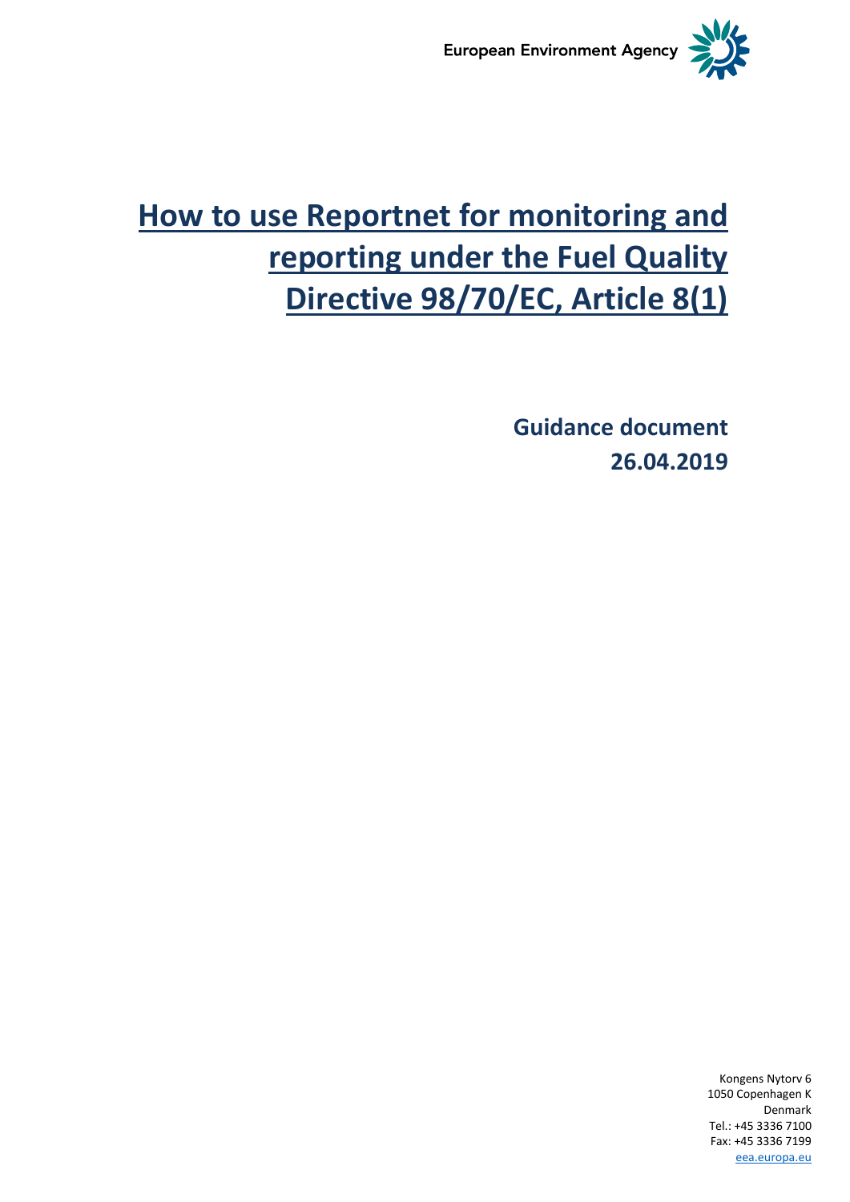European Environment Agency

# How to use Reportnet for monitoring and reporting under the Fuel Quality Directive 98/70/EC, Article 8(1)

**Guidance document**
**26.04.2019**

Kongens Nytorv 6
1050 Copenhagen K
Denmark
Tel.: +45 3336 7100
Fax: +45 3336 7199
eea.europa.eu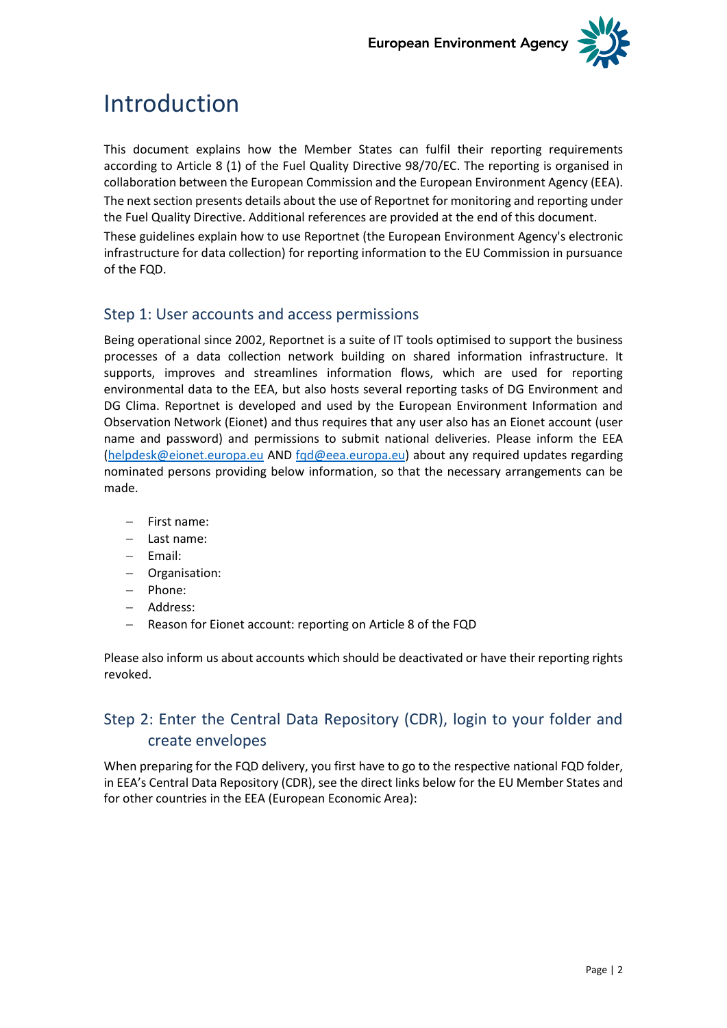# Introduction

This document explains how the Member States can fulfil their reporting requirements according to Article 8 (1) of the Fuel Quality Directive 98/70/EC. The reporting is organised in collaboration between the European Commission and the European Environment Agency (EEA). The next section presents details about the use of Reportnet for monitoring and reporting under the Fuel Quality Directive. Additional references are provided at the end of this document.

These guidelines explain how to use Reportnet (the European Environment Agency's electronic infrastructure for data collection) for reporting information to the EU Commission in pursuance of the FQD.

## Step 1: User accounts and access permissions

Being operational since 2002, Reportnet is a suite of IT tools optimised to support the business processes of a data collection network building on shared information infrastructure. It supports, improves and streamlines information flows, which are used for reporting environmental data to the EEA, but also hosts several reporting tasks of DG Environment and DG Clima. Reportnet is developed and used by the European Environment Information and Observation Network (Eionet) and thus requires that any user also has an Eionet account (user name and password) and permissions to submit national deliveries. Please inform the EEA (helpdesk@eionet.europa.eu AND fqd@eea.europa.eu) about any required updates regarding nominated persons providing below information, so that the necessary arrangements can be made.

- First name:
- Last name:
- Email:
- Organisation:
- Phone:
- Address:
- Reason for Eionet account: reporting on Article 8 of the FQD

Please also inform us about accounts which should be deactivated or have their reporting rights revoked.

## Step 2: Enter the Central Data Repository (CDR), login to your folder and create envelopes

When preparing for the FQD delivery, you first have to go to the respective national FQD folder, in EEA's Central Data Repository (CDR), see the direct links below for the EU Member States and for other countries in the EEA (European Economic Area):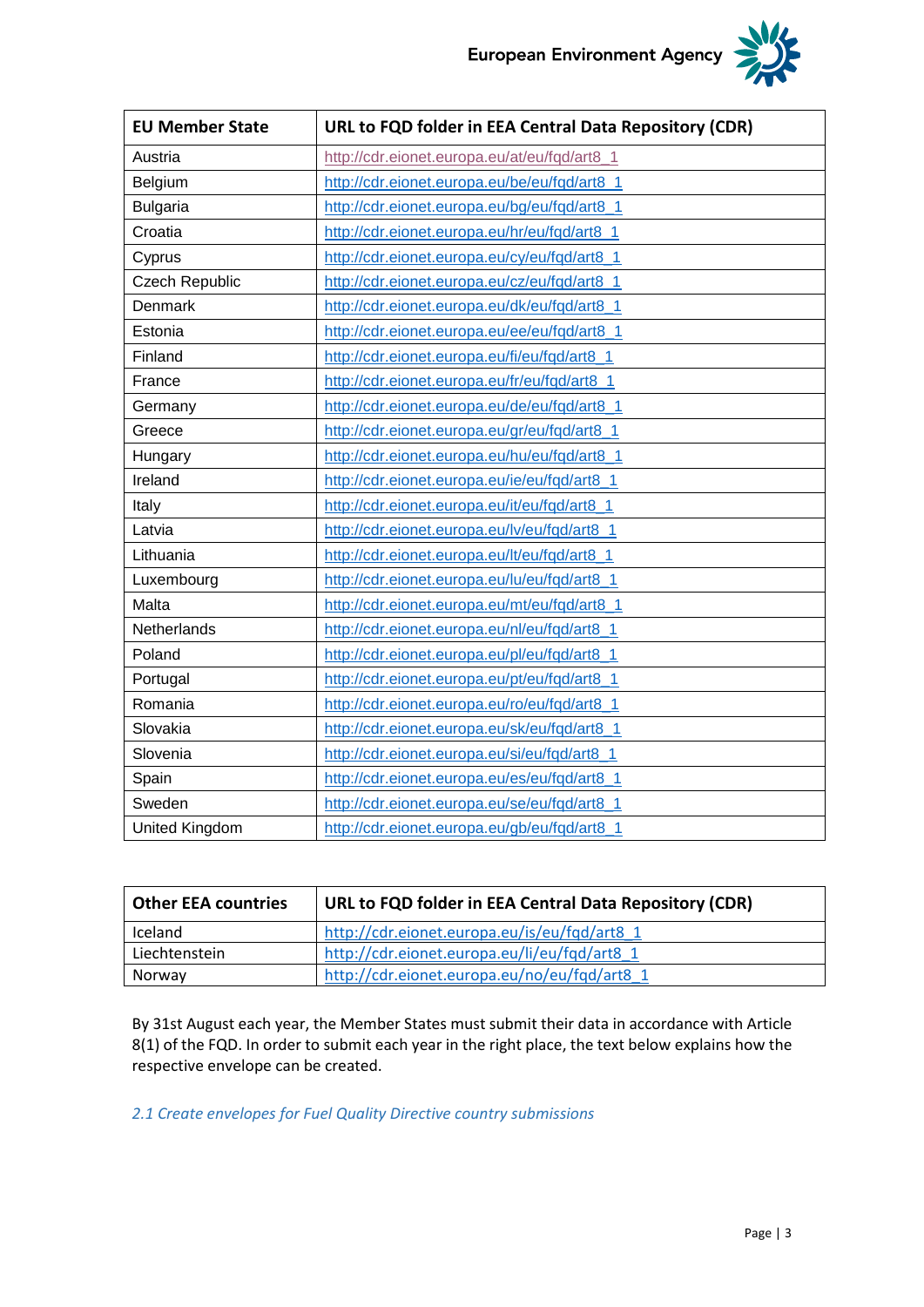| EU Member State | URL to FQD folder in EEA Central Data Repository (CDR) |
|---|---|
| Austria | http://cdr.eionet.europa.eu/at/eu/fqd/art8_1 |
| Belgium | http://cdr.eionet.europa.eu/be/eu/fqd/art8_1 |
| Bulgaria | http://cdr.eionet.europa.eu/bg/eu/fqd/art8_1 |
| Croatia | http://cdr.eionet.europa.eu/hr/eu/fqd/art8_1 |
| Cyprus | http://cdr.eionet.europa.eu/cy/eu/fqd/art8_1 |
| Czech Republic | http://cdr.eionet.europa.eu/cz/eu/fqd/art8_1 |
| Denmark | http://cdr.eionet.europa.eu/dk/eu/fqd/art8_1 |
| Estonia | http://cdr.eionet.europa.eu/ee/eu/fqd/art8_1 |
| Finland | http://cdr.eionet.europa.eu/fi/eu/fqd/art8_1 |
| France | http://cdr.eionet.europa.eu/fr/eu/fqd/art8_1 |
| Germany | http://cdr.eionet.europa.eu/de/eu/fqd/art8_1 |
| Greece | http://cdr.eionet.europa.eu/gr/eu/fqd/art8_1 |
| Hungary | http://cdr.eionet.europa.eu/hu/eu/fqd/art8_1 |
| Ireland | http://cdr.eionet.europa.eu/ie/eu/fqd/art8_1 |
| Italy | http://cdr.eionet.europa.eu/it/eu/fqd/art8_1 |
| Latvia | http://cdr.eionet.europa.eu/lv/eu/fqd/art8_1 |
| Lithuania | http://cdr.eionet.europa.eu/lt/eu/fqd/art8_1 |
| Luxembourg | http://cdr.eionet.europa.eu/lu/eu/fqd/art8_1 |
| Malta | http://cdr.eionet.europa.eu/mt/eu/fqd/art8_1 |
| Netherlands | http://cdr.eionet.europa.eu/nl/eu/fqd/art8_1 |
| Poland | http://cdr.eionet.europa.eu/pl/eu/fqd/art8_1 |
| Portugal | http://cdr.eionet.europa.eu/pt/eu/fqd/art8_1 |
| Romania | http://cdr.eionet.europa.eu/ro/eu/fqd/art8_1 |
| Slovakia | http://cdr.eionet.europa.eu/sk/eu/fqd/art8_1 |
| Slovenia | http://cdr.eionet.europa.eu/si/eu/fqd/art8_1 |
| Spain | http://cdr.eionet.europa.eu/es/eu/fqd/art8_1 |
| Sweden | http://cdr.eionet.europa.eu/se/eu/fqd/art8_1 |
| United Kingdom | http://cdr.eionet.europa.eu/gb/eu/fqd/art8_1 |

| Other EEA countries | URL to FQD folder in EEA Central Data Repository (CDR) |
|---|---|
| Iceland | http://cdr.eionet.europa.eu/is/eu/fqd/art8_1 |
| Liechtenstein | http://cdr.eionet.europa.eu/li/eu/fqd/art8_1 |
| Norway | http://cdr.eionet.europa.eu/no/eu/fqd/art8_1 |

By 31st August each year, the Member States must submit their data in accordance with Article 8(1) of the FQD. In order to submit each year in the right place, the text below explains how the respective envelope can be created.

### *2.1 Create envelopes for Fuel Quality Directive country submissions*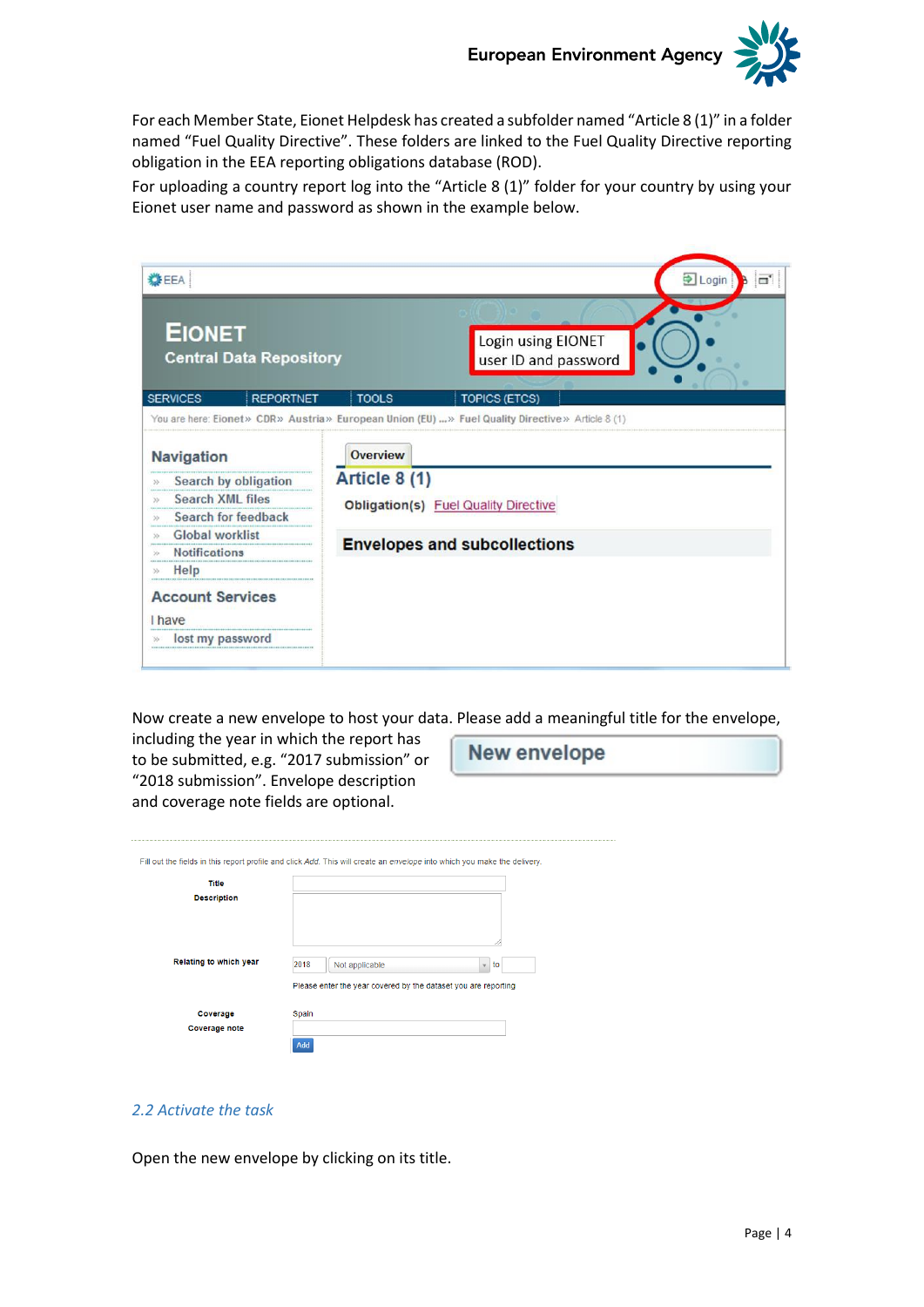For each Member State, Eionet Helpdesk has created a subfolder named "Article 8 (1)" in a folder named "Fuel Quality Directive". These folders are linked to the Fuel Quality Directive reporting obligation in the EEA reporting obligations database (ROD).

For uploading a country report log into the "Article 8 (1)" folder for your country by using your Eionet user name and password as shown in the example below.

Now create a new envelope to host your data. Please add a meaningful title for the envelope, including the year in which the report has to be submitted, e.g. "2017 submission" or "2018 submission". Envelope description and coverage note fields are optional.

## 2.2 Activate the task

Open the new envelope by clicking on its title.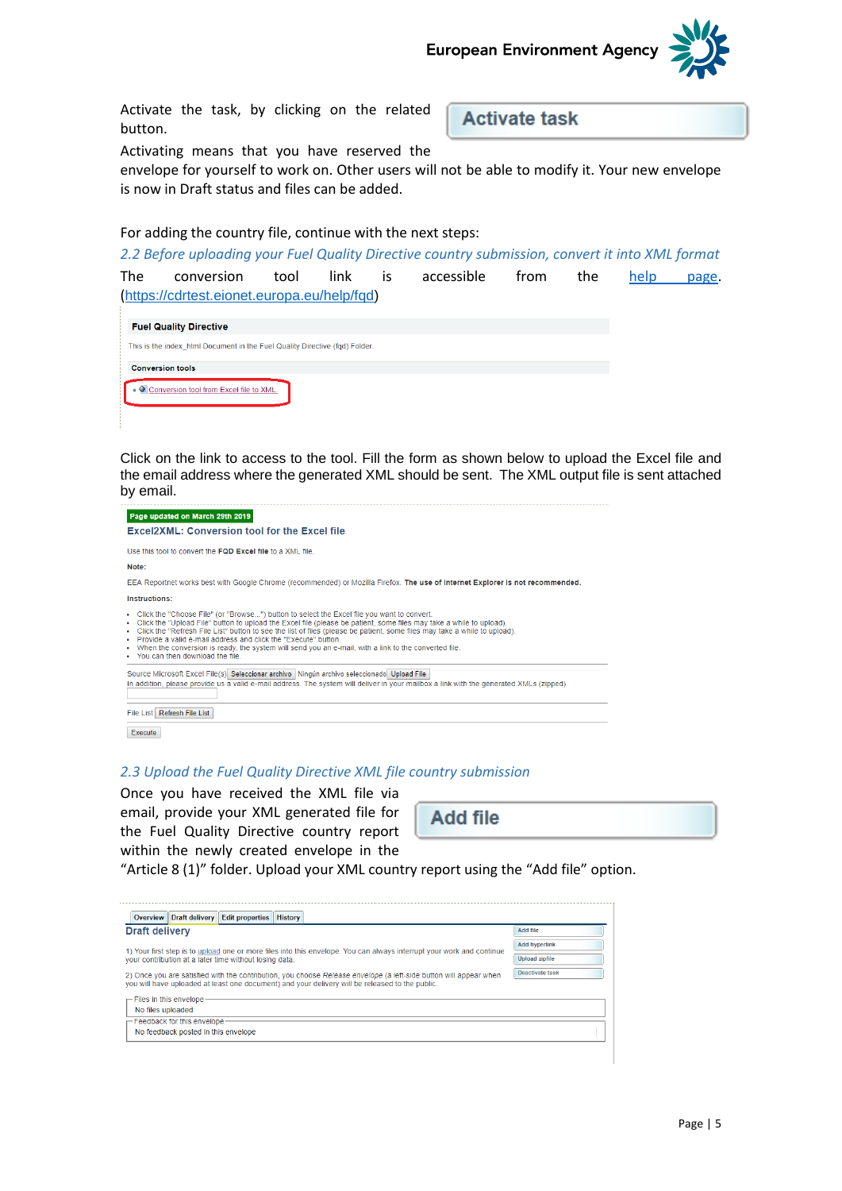Activate the task, by clicking on the related button.

Activate task

Activating means that you have reserved the envelope for yourself to work on. Other users will not be able to modify it. Your new envelope is now in Draft status and files can be added.

For adding the country file, continue with the next steps:

### *2.2 Before uploading your Fuel Quality Directive country submission, convert it into XML format*

The conversion tool link is accessible from the help page. (https://cdrtest.eionet.europa.eu/help/fqd)

**Fuel Quality Directive**

This is the index_html Document in the Fuel Quality Directive (fqd) Folder

**Conversion tools**

- Conversion tool from Excel file to XML

Click on the link to access to the tool. Fill the form as shown below to upload the Excel file and the email address where the generated XML should be sent. The XML output file is sent attached by email.

**Page updated on March 29th 2019**

**Excel2XML: Conversion tool for the Excel file**

Use this tool to convert the **FQD Excel file** to a XML file.

**Note:**

EEA Reportnet works best with Google Chrome (recommended) or Mozilla Firefox. **The use of Internet Explorer is not recommended.**

**Instructions:**

- Click the "Choose File" (or "Browse...") button to select the Excel file you want to convert.
- Click the "Upload File" button to upload the Excel file (please be patient, some files may take a while to upload).
- Click the "Refresh File List" button to see the list of files (please be patient, some files may take a while to upload).
- Provide a valid e-mail address and click the "Execute" button.
- When the conversion is ready, the system will send you an e-mail, with a link to the converted file.
- You can then download the file.

Source Microsoft Excel File(s) Seleccionar archivo Ningún archivo seleccionado Upload File

In addition, please provide us a valid e-mail address. The system will deliver in your mailbox a link with the generated XMLs (zipped)

File List Refresh File List

Execute

### *2.3 Upload the Fuel Quality Directive XML file country submission*

Once you have received the XML file via email, provide your XML generated file for the Fuel Quality Directive country report within the newly created envelope in the "Article 8 (1)" folder. Upload your XML country report using the "Add file" option.

Add file

Overview | Draft delivery | Edit properties | History

**Draft delivery**

1) Your first step is to upload one or more files into this envelope. You can always interrupt your work and continue your contribution at a later time without losing data.

2) Once you are satisfied with the contribution, you choose *Release envelope* (a left-side button will appear when you will have uploaded at least one document) and your delivery will be released to the public.

Add file | Add hyperlink | Upload zipfile | Deactivate task

Files in this envelope
No files uploaded

Feedback for this envelope
No feedback posted in this envelope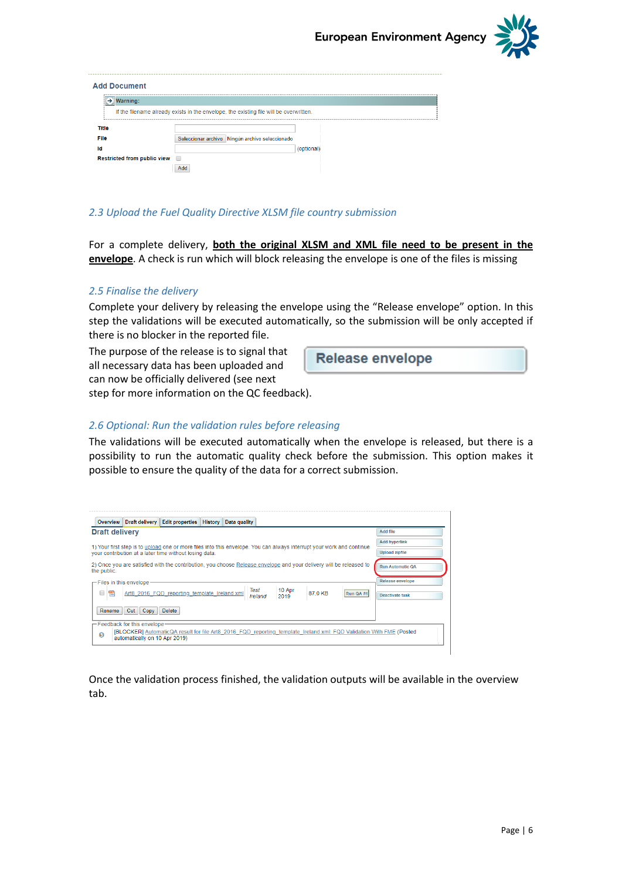Add Document

Warning:

If the filename already exists in the envelope, the existing file will be overwritten.

| | |
|---|---|
| Title | |
| File | Seleccionar archivo Ningún archivo seleccionado |
| Id | (optional) |
| Restricted from public view | |
| | Add |

### 2.3 Upload the Fuel Quality Directive XLSM file country submission

For a complete delivery, **both the original XLSM and XML file need to be present in the envelope**. A check is run which will block releasing the envelope is one of the files is missing

### 2.5 Finalise the delivery

Complete your delivery by releasing the envelope using the "Release envelope" option. In this step the validations will be executed automatically, so the submission will be only accepted if there is no blocker in the reported file.

The purpose of the release is to signal that all necessary data has been uploaded and can now be officially delivered (see next step for more information on the QC feedback).

Release envelope

### 2.6 Optional: Run the validation rules before releasing

The validations will be executed automatically when the envelope is released, but there is a possibility to run the automatic quality check before the submission. This option makes it possible to ensure the quality of the data for a correct submission.

Overview | Draft delivery | Edit properties | History | Data quality

Draft delivery

1) Your first step is to upload one or more files into this envelope. You can always interrupt your work and continue your contribution at a later time without losing data.

2) Once you are satisfied with the contribution, you choose Release envelope and your delivery will be released to the public.

Files in this envelope

| | | | | | |
|---|---|---|---|---|---|
| Art8_2016_FQD_reporting_template_Ireland.xml | Test Ireland | 10 Apr 2019 | 87.0 KB | Run QA |

Rename | Cut | Copy | Delete

Add file | Add hyperlink | Upload zipfile | Run Automatic QA | Release envelope | Deactivate task

Feedback for this envelope

[BLOCKER] AutomaticQA result for file Art8_2016_FQD_reporting_template_Ireland.xml: FQD Validation With FME (Posted automatically on 10 Apr 2019)

Once the validation process finished, the validation outputs will be available in the overview tab.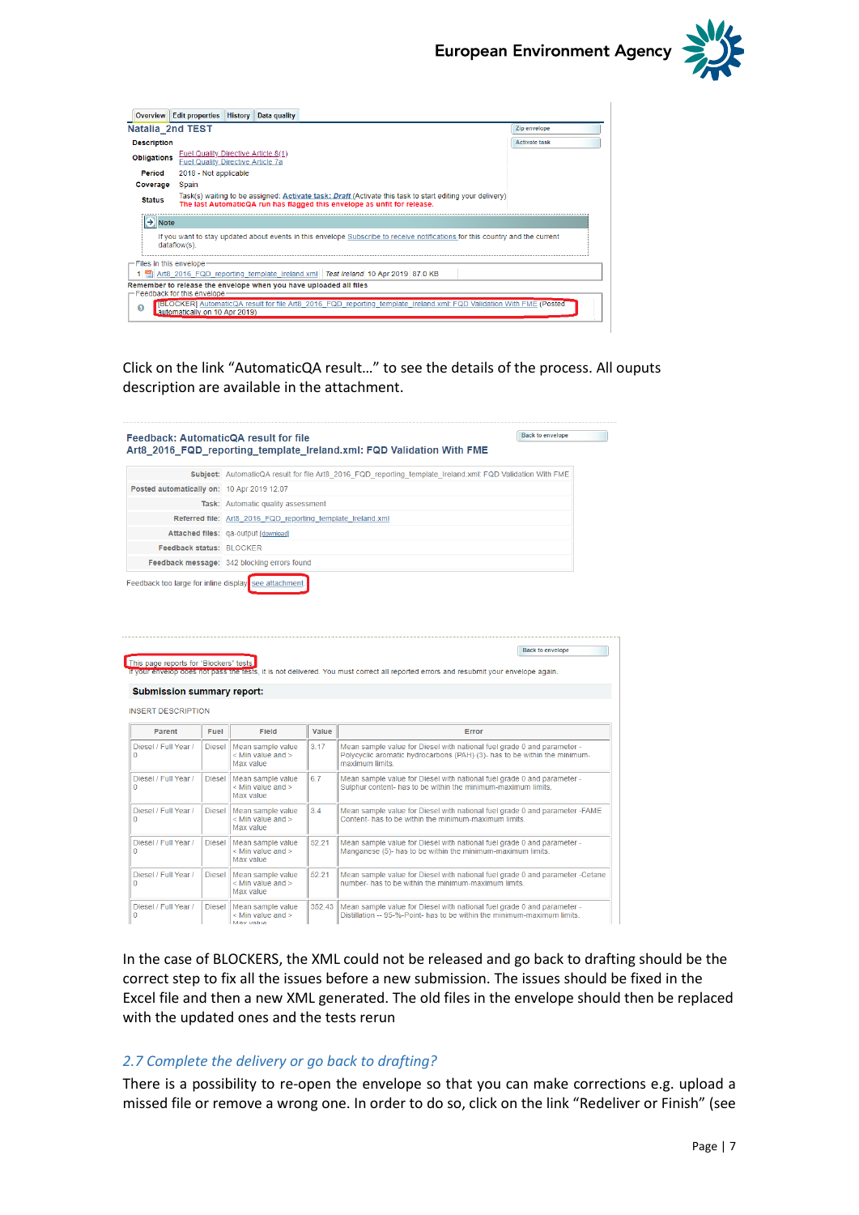| Overview | Edit properties | History | Data quality |
|---|---|---|---|

**Natalia_2nd TEST**

| | |
|---|---|
| **Description** | |
| **Obligations** | Fuel Quality Directive Article 8(1)<br>Fuel Quality Directive Article 7a |
| **Period** | 2018 - Not applicable |
| **Coverage** | Spain |
| **Status** | Task(s) waiting to be assigned: Activate task: Draft (Activate this task to start editing your delivery)<br>The last AutomaticQA run has flagged this envelope as unfit for release. |

Zip envelope

Activate task

Note

If you want to stay updated about events in this envelope Subscribe to receive notifications for this country and the current dataflow(s).

Files in this envelope

1 Art8_2016_FQD_reporting_template_ireland.xml | Test Ireland 10 Apr 2019 87.0 KB

Remember to release the envelope when you have uploaded all files

Feedback for this envelope

[BLOCKER] AutomaticQA result for file Art8_2016_FQD_reporting_template_ireland.xml: FQD Validation With FME (Posted automatically on 10 Apr 2019)

Click on the link "AutomaticQA result…" to see the details of the process. All ouputs description are available in the attachment.

**Feedback: AutomaticQA result for file Art8_2016_FQD_reporting_template_Ireland.xml: FQD Validation With FME**

Back to envelope

| | |
|---|---|
| **Subject:** | AutomaticQA result for file Art8_2016_FQD_reporting_template_Ireland.xml: FQD Validation With FME |
| **Posted automatically on:** | 10 Apr 2019 12.07 |
| **Task:** | Automatic quality assessment |
| **Referred file:** | Art8_2016_FQD_reporting_template_Ireland.xml |
| **Attached files:** | qa-output [download] |
| **Feedback status:** | BLOCKER |
| **Feedback message:** | 342 blocking errors found |

Feedback too large for inline display see attachment

Back to envelope

This page reports for 'Blockers' tests

If your envelop does not pass the tests, it is not delivered. You must correct all reported errors and resubmit your envelope again.

**Submission summary report:**

INSERT DESCRIPTION

| Parent | Fuel | Field | Value | Error |
|---|---|---|---|---|
| Diesel / Full Year / 0 | Diesel | Mean sample value < Min value and > Max value | 3.17 | Mean sample value for Diesel with national fuel grade 0 and parameter - Polycyclic aromatic hydrocarbons (PAH) (3)- has to be within the minimum-maximum limits. |
| Diesel / Full Year / 0 | Diesel | Mean sample value < Min value and > Max value | 6.7 | Mean sample value for Diesel with national fuel grade 0 and parameter - Sulphur content- has to be within the minimum-maximum limits. |
| Diesel / Full Year / 0 | Diesel | Mean sample value < Min value and > Max value | 3.4 | Mean sample value for Diesel with national fuel grade 0 and parameter -FAME Content- has to be within the minimum-maximum limits. |
| Diesel / Full Year / 0 | Diesel | Mean sample value < Min value and > Max value | 52.21 | Mean sample value for Diesel with national fuel grade 0 and parameter - Manganese (5)- has to be within the minimum-maximum limits. |
| Diesel / Full Year / 0 | Diesel | Mean sample value < Min value and > Max value | 52.21 | Mean sample value for Diesel with national fuel grade 0 and parameter -Cetane number- has to be within the minimum-maximum limits. |
| Diesel / Full Year / 0 | Diesel | Mean sample value < Min value and > Max value | 352.43 | Mean sample value for Diesel with national fuel grade 0 and parameter - Distillation -- 95-%-Point- has to be within the minimum-maximum limits. |

In the case of BLOCKERS, the XML could not be released and go back to drafting should be the correct step to fix all the issues before a new submission. The issues should be fixed in the Excel file and then a new XML generated. The old files in the envelope should then be replaced with the updated ones and the tests rerun

### *2.7 Complete the delivery or go back to drafting?*

There is a possibility to re-open the envelope so that you can make corrections e.g. upload a missed file or remove a wrong one. In order to do so, click on the link "Redeliver or Finish" (see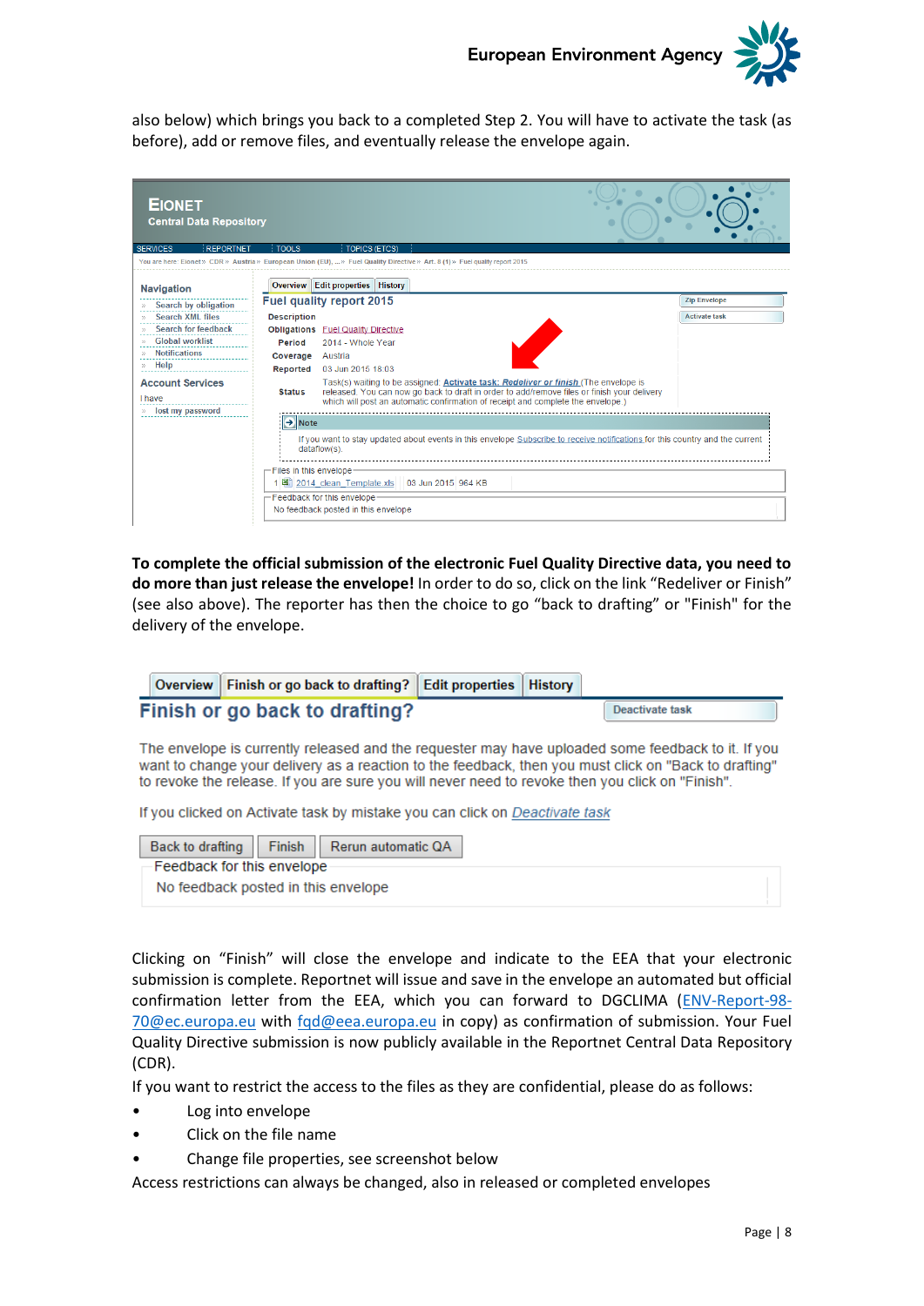also below) which brings you back to a completed Step 2. You will have to activate the task (as before), add or remove files, and eventually release the envelope again.

**To complete the official submission of the electronic Fuel Quality Directive data, you need to do more than just release the envelope!** In order to do so, click on the link "Redeliver or Finish" (see also above). The reporter has then the choice to go "back to drafting" or "Finish" for the delivery of the envelope.

Clicking on "Finish" will close the envelope and indicate to the EEA that your electronic submission is complete. Reportnet will issue and save in the envelope an automated but official confirmation letter from the EEA, which you can forward to DGCLIMA (ENV-Report-98-70@ec.europa.eu with fqd@eea.europa.eu in copy) as confirmation of submission. Your Fuel Quality Directive submission is now publicly available in the Reportnet Central Data Repository (CDR).

If you want to restrict the access to the files as they are confidential, please do as follows:

- Log into envelope
- Click on the file name
- Change file properties, see screenshot below

Access restrictions can always be changed, also in released or completed envelopes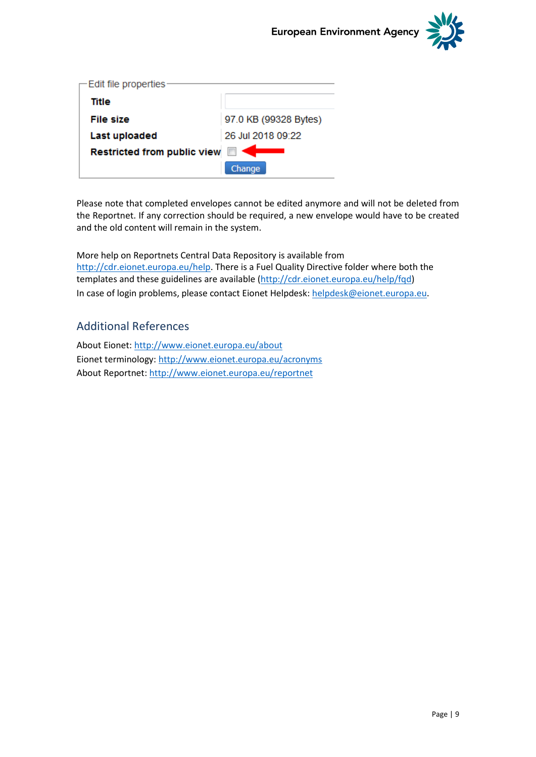Edit file properties

| | |
|---|---|
| **Title** | |
| **File size** | 97.0 KB (99328 Bytes) |
| **Last uploaded** | 26 Jul 2018 09:22 |
| **Restricted from public view** | ☐ |
| | Change |

Please note that completed envelopes cannot be edited anymore and will not be deleted from the Reportnet. If any correction should be required, a new envelope would have to be created and the old content will remain in the system.

More help on Reportnets Central Data Repository is available from http://cdr.eionet.europa.eu/help. There is a Fuel Quality Directive folder where both the templates and these guidelines are available (http://cdr.eionet.europa.eu/help/fqd)
In case of login problems, please contact Eionet Helpdesk: helpdesk@eionet.europa.eu.

## Additional References

About Eionet: http://www.eionet.europa.eu/about
Eionet terminology: http://www.eionet.europa.eu/acronyms
About Reportnet: http://www.eionet.europa.eu/reportnet